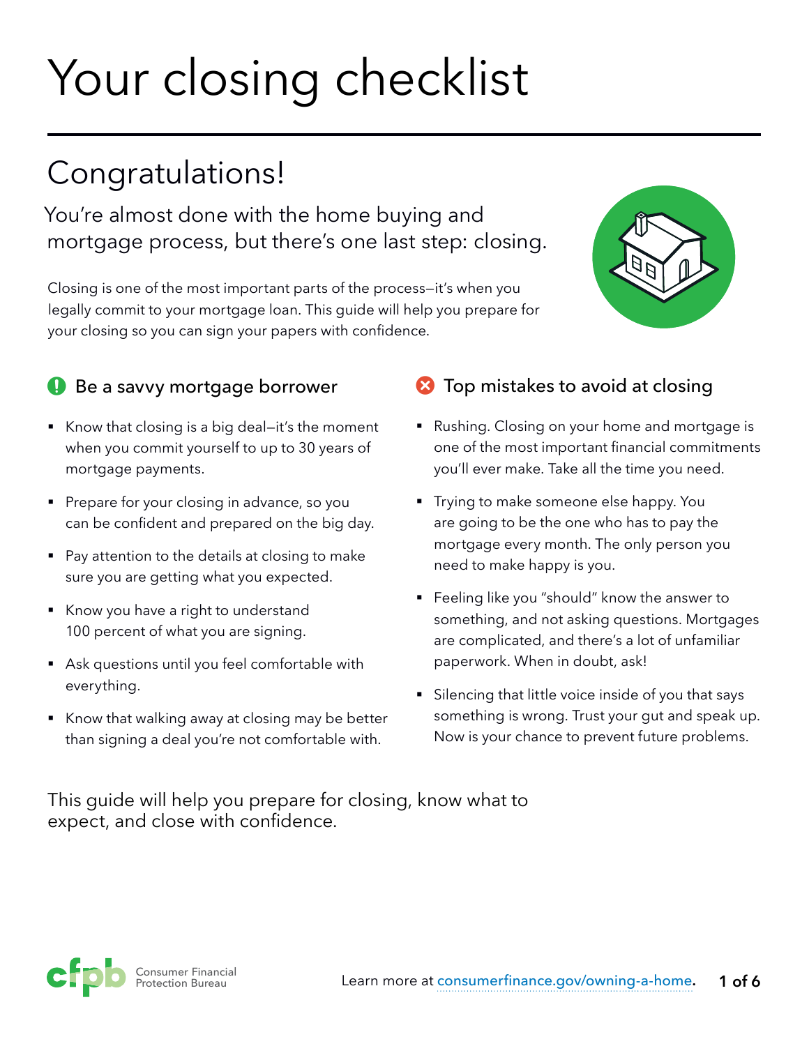# Your closing checklist

## Congratulations!

You're almost done with the home buying and mortgage process, but there's one last step: closing.

Closing is one of the most important parts of the process—it's when you legally commit to your mortgage loan. This guide will help you prepare for your closing so you can sign your papers with confidence.

### Be a savvy mortgage borrower

- Know that closing is a big deal—it's the moment when you commit yourself to up to 30 years of mortgage payments.
- Prepare for your closing in advance, so you can be confident and prepared on the big day.
- Pay attention to the details at closing to make sure you are getting what you expected.
- Know you have a right to understand 100 percent of what you are signing.
- Ask questions until you feel comfortable with everything.
- Know that walking away at closing may be better than signing a deal you're not comfortable with.

### Top mistakes to avoid at closing

- Rushing. Closing on your home and mortgage is one of the most important financial commitments you'll ever make. Take all the time you need.
- Trying to make someone else happy. You are going to be the one who has to pay the mortgage every month. The only person you need to make happy is you.
- Feeling like you "should" know the answer to something, and not asking questions. Mortgages are complicated, and there's a lot of unfamiliar paperwork. When in doubt, ask!
- Silencing that little voice inside of you that says something is wrong. Trust your gut and speak up. Now is your chance to prevent future problems.

This guide will help you prepare for closing, know what to expect, and close with confidence.

Consumer Financial Protection Bureau

Learn more at consumerfinance.gov/owning-a-home.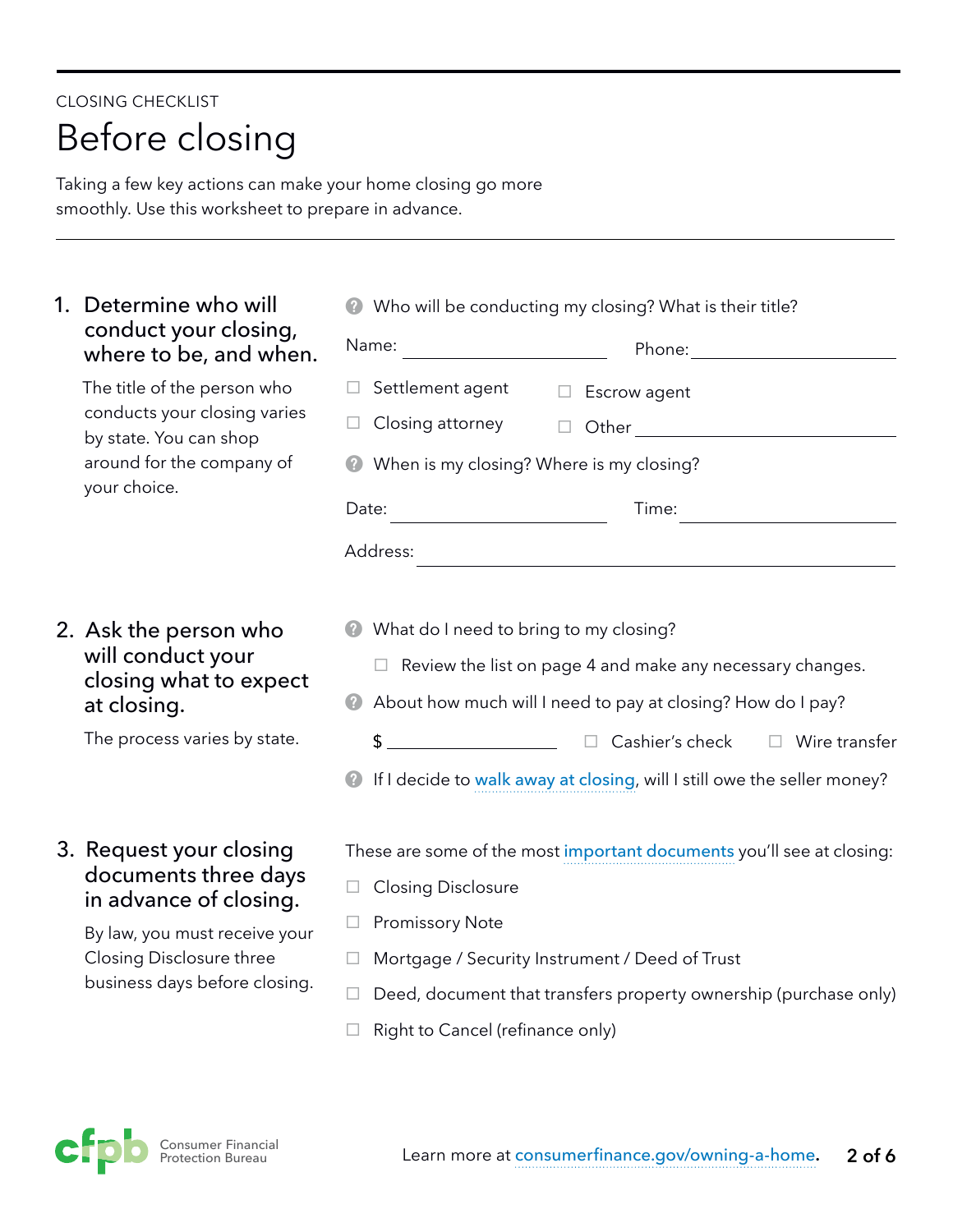CLOSING CHECKLIST

# Before closing

Taking a few key actions can make your home closing go more smoothly. Use this worksheet to prepare in advance.

## 1. Determine who will conduct your closing, where to be, and when.

The title of the person who conducts your closing varies by state. You can shop around for the company of your choice.

Who will be conducting my closing? What is their title?

Name: ____________________ Phone: ____________________

- ☐ Settlement agent
- ☐ Escrow agent
- ☐ Closing attorney
- ☐ Other ____________________

When is my closing? Where is my closing?

Date: ____________________ Time: ____________________

Address: ________________________________________

## 2. Ask the person who will conduct your closing what to expect at closing.

The process varies by state.

What do I need to bring to my closing?

- ☐ Review the list on page 4 and make any necessary changes.

About how much will I need to pay at closing? How do I pay?

$ ____________________ ☐ Cashier's check ☐ Wire transfer

If I decide to walk away at closing, will I still owe the seller money?

## 3. Request your closing documents three days in advance of closing.

By law, you must receive your Closing Disclosure three business days before closing.

These are some of the most important documents you'll see at closing:

- ☐ Closing Disclosure
- ☐ Promissory Note
- ☐ Mortgage / Security Instrument / Deed of Trust
- ☐ Deed, document that transfers property ownership (purchase only)
- ☐ Right to Cancel (refinance only)

Consumer Financial Protection Bureau

Learn more at consumerfinance.gov/owning-a-home.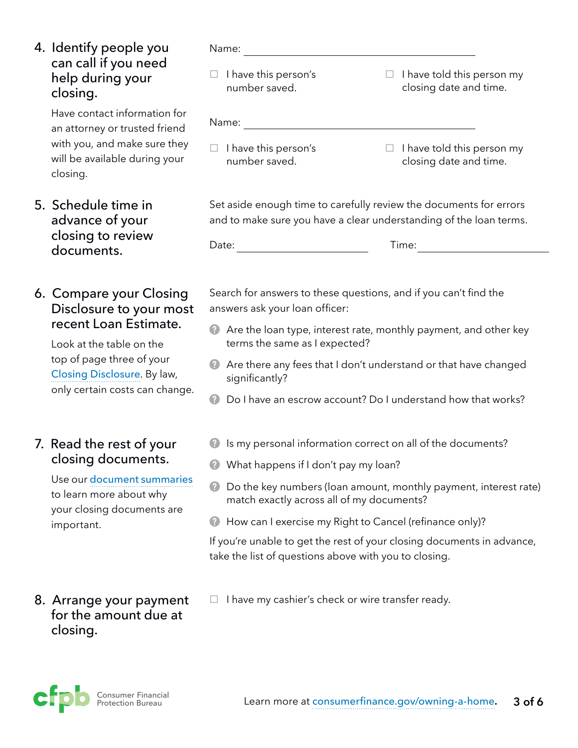## 4. Identify people you can call if you need help during your closing.

Have contact information for an attorney or trusted friend with you, and make sure they will be available during your closing.

Name: ______________________________

- ☐ I have this person's number saved.
- ☐ I have told this person my closing date and time.

Name: ______________________________

- ☐ I have this person's number saved.
- ☐ I have told this person my closing date and time.

## 5. Schedule time in advance of your closing to review documents.

Set aside enough time to carefully review the documents for errors and to make sure you have a clear understanding of the loan terms.

Date: ________________ Time: ________________

## 6. Compare your Closing Disclosure to your most recent Loan Estimate.

Look at the table on the top of page three of your Closing Disclosure. By law, only certain costs can change.

Search for answers to these questions, and if you can't find the answers ask your loan officer:

- Are the loan type, interest rate, monthly payment, and other key terms the same as I expected?
- Are there any fees that I don't understand or that have changed significantly?
- Do I have an escrow account? Do I understand how that works?

## 7. Read the rest of your closing documents.

Use our document summaries to learn more about why your closing documents are important.

- Is my personal information correct on all of the documents?
- What happens if I don't pay my loan?
- Do the key numbers (loan amount, monthly payment, interest rate) match exactly across all of my documents?
- How can I exercise my Right to Cancel (refinance only)?

If you're unable to get the rest of your closing documents in advance, take the list of questions above with you to closing.

## 8. Arrange your payment for the amount due at closing.

- ☐ I have my cashier's check or wire transfer ready.

Consumer Financial Protection Bureau

Learn more at consumerfinance.gov/owning-a-home.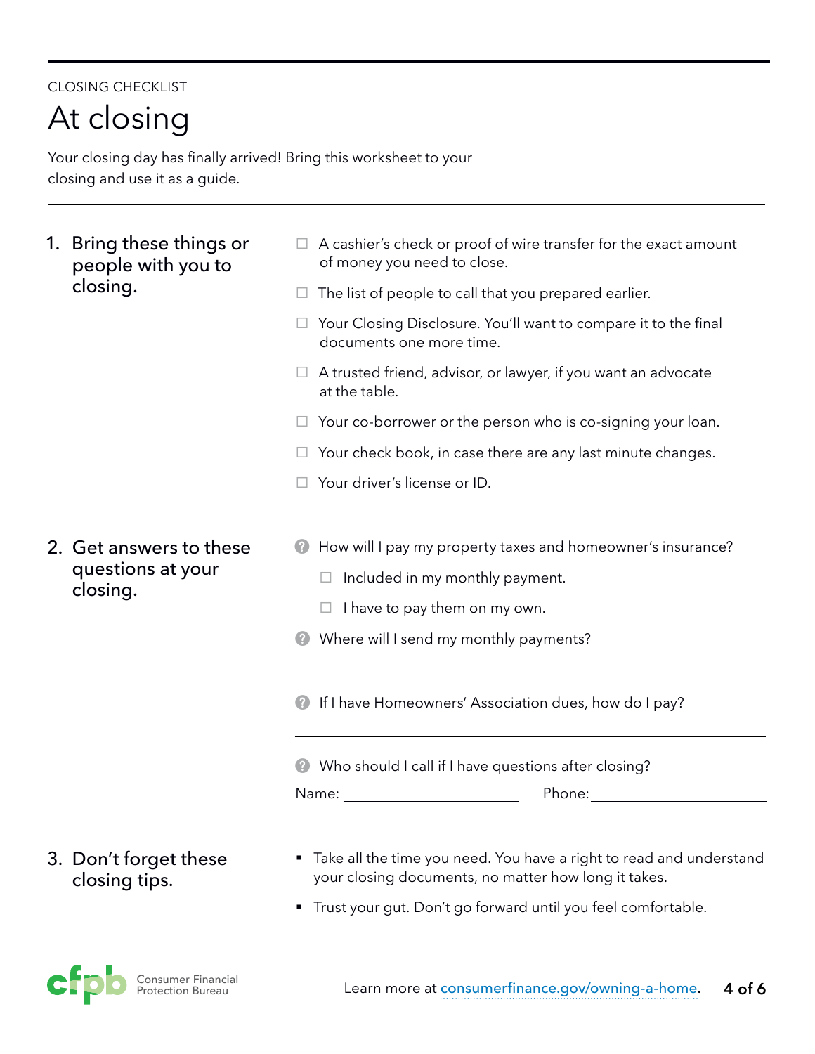CLOSING CHECKLIST

# At closing

Your closing day has finally arrived! Bring this worksheet to your closing and use it as a guide.

## 1. Bring these things or people with you to closing.

- ☐ A cashier's check or proof of wire transfer for the exact amount of money you need to close.
- ☐ The list of people to call that you prepared earlier.
- ☐ Your Closing Disclosure. You'll want to compare it to the final documents one more time.
- ☐ A trusted friend, advisor, or lawyer, if you want an advocate at the table.
- ☐ Your co-borrower or the person who is co-signing your loan.
- ☐ Your check book, in case there are any last minute changes.
- ☐ Your driver's license or ID.

## 2. Get answers to these questions at your closing.

How will I pay my property taxes and homeowner's insurance?

- ☐ Included in my monthly payment.
- ☐ I have to pay them on my own.

Where will I send my monthly payments?

______________________________

If I have Homeowners' Association dues, how do I pay?

______________________________

Who should I call if I have questions after closing?

Name: ____________________ Phone: ____________________

## 3. Don't forget these closing tips.

- Take all the time you need. You have a right to read and understand your closing documents, no matter how long it takes.
- Trust your gut. Don't go forward until you feel comfortable.

Consumer Financial Protection Bureau

Learn more at consumerfinance.gov/owning-a-home.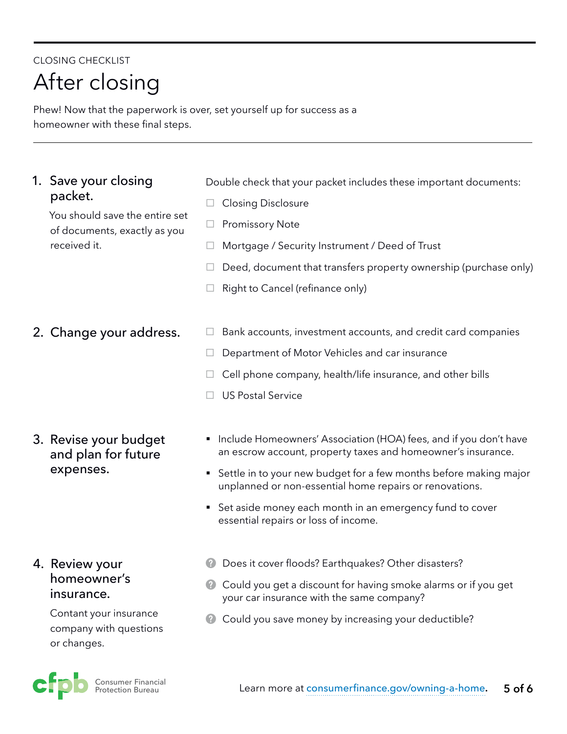CLOSING CHECKLIST

# After closing

Phew! Now that the paperwork is over, set yourself up for success as a homeowner with these final steps.

---

## 1. Save your closing packet.

You should save the entire set of documents, exactly as you received it.

Double check that your packet includes these important documents:

- ☐ Closing Disclosure
- ☐ Promissory Note
- ☐ Mortgage / Security Instrument / Deed of Trust
- ☐ Deed, document that transfers property ownership (purchase only)
- ☐ Right to Cancel (refinance only)

## 2. Change your address.

- ☐ Bank accounts, investment accounts, and credit card companies
- ☐ Department of Motor Vehicles and car insurance
- ☐ Cell phone company, health/life insurance, and other bills
- ☐ US Postal Service

## 3. Revise your budget and plan for future expenses.

- Include Homeowners' Association (HOA) fees, and if you don't have an escrow account, property taxes and homeowner's insurance.
- Settle in to your new budget for a few months before making major unplanned or non-essential home repairs or renovations.
- Set aside money each month in an emergency fund to cover essential repairs or loss of income.

## 4. Review your homeowner's insurance.

Contant your insurance company with questions or changes.

- Does it cover floods? Earthquakes? Other disasters?
- Could you get a discount for having smoke alarms or if you get your car insurance with the same company?
- Could you save money by increasing your deductible?

Consumer Financial Protection Bureau

Learn more at consumerfinance.gov/owning-a-home.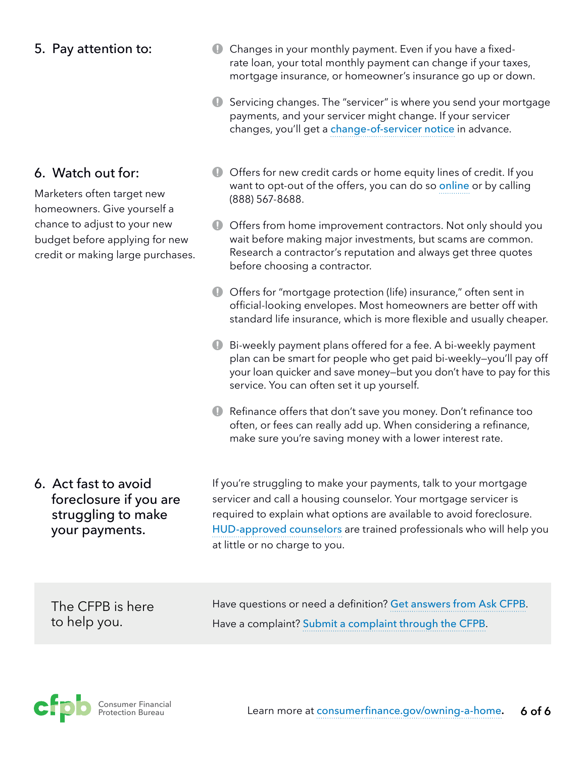## 5. Pay attention to:

- Changes in your monthly payment. Even if you have a fixed-rate loan, your total monthly payment can change if your taxes, mortgage insurance, or homeowner's insurance go up or down.
- Servicing changes. The "servicer" is where you send your mortgage payments, and your servicer might change. If your servicer changes, you'll get a change-of-servicer notice in advance.

## 6. Watch out for:

Marketers often target new homeowners. Give yourself a chance to adjust to your new budget before applying for new credit or making large purchases.

- Offers for new credit cards or home equity lines of credit. If you want to opt-out of the offers, you can do so online or by calling (888) 567-8688.
- Offers from home improvement contractors. Not only should you wait before making major investments, but scams are common. Research a contractor's reputation and always get three quotes before choosing a contractor.
- Offers for "mortgage protection (life) insurance," often sent in official-looking envelopes. Most homeowners are better off with standard life insurance, which is more flexible and usually cheaper.
- Bi-weekly payment plans offered for a fee. A bi-weekly payment plan can be smart for people who get paid bi-weekly—you'll pay off your loan quicker and save money—but you don't have to pay for this service. You can often set it up yourself.
- Refinance offers that don't save you money. Don't refinance too often, or fees can really add up. When considering a refinance, make sure you're saving money with a lower interest rate.

## 6. Act fast to avoid foreclosure if you are struggling to make your payments.

If you're struggling to make your payments, talk to your mortgage servicer and call a housing counselor. Your mortgage servicer is required to explain what options are available to avoid foreclosure. HUD-approved counselors are trained professionals who will help you at little or no charge to you.

**The CFPB is here to help you.**

Have questions or need a definition? Get answers from Ask CFPB.

Have a complaint? Submit a complaint through the CFPB.

Consumer Financial Protection Bureau

Learn more at consumerfinance.gov/owning-a-home.